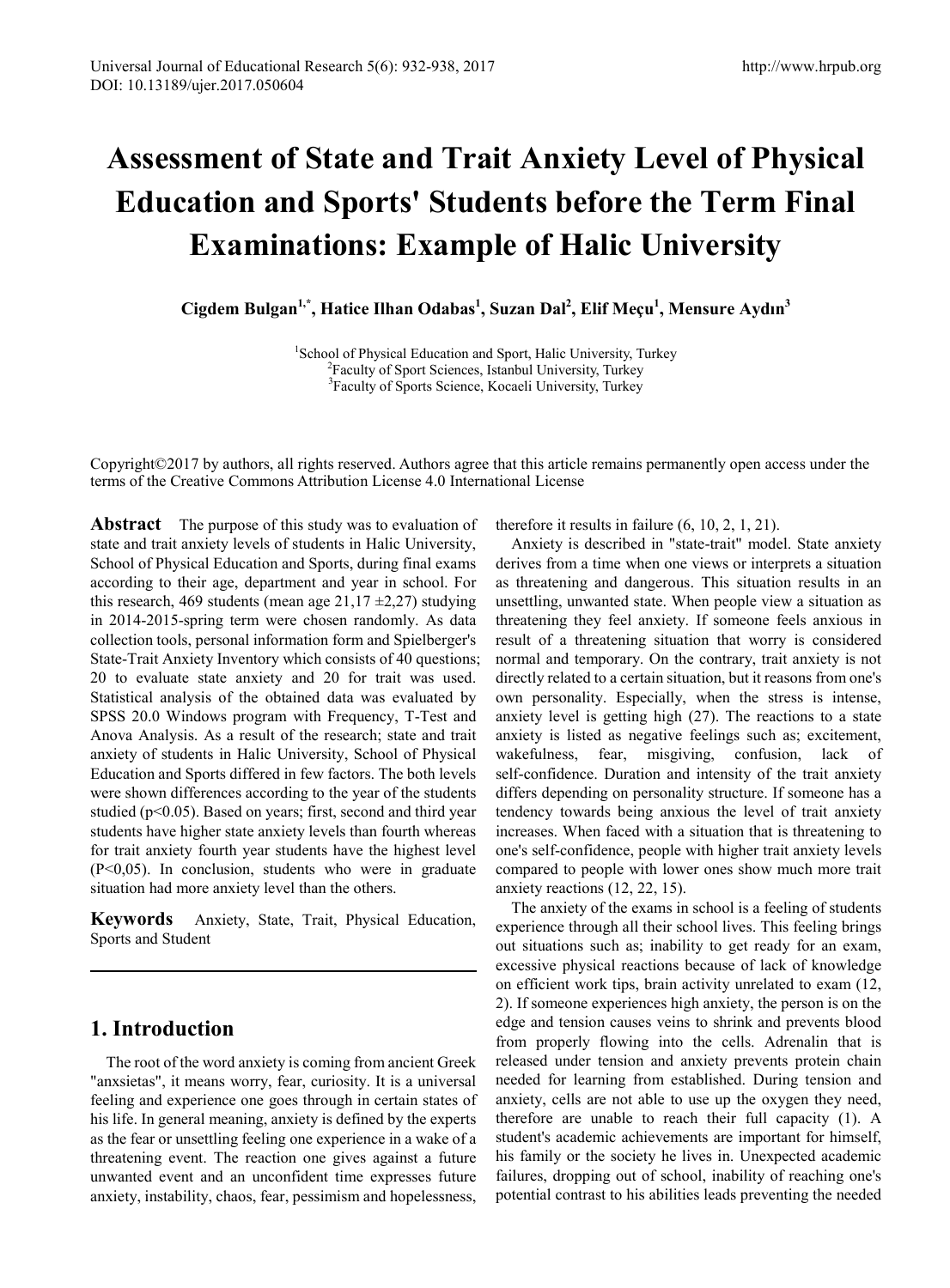# Assessment of State and Trait Anxiety Level of Physical Education and Sports' Students before the Term Final Examinations: Example of Halic University

**Cigdem Bulgan[1,*], Hatice Ilhan Odabas[1], Suzan Dal[2], Elif Meçu[1], Mensure Aydın[3]**

[1]School of Physical Education and Sport, Halic University, Turkey
[2]Faculty of Sport Sciences, Istanbul University, Turkey
[3]Faculty of Sports Science, Kocaeli University, Turkey

Copyright©2017 by authors, all rights reserved. Authors agree that this article remains permanently open access under the terms of the Creative Commons Attribution License 4.0 International License

**Abstract** The purpose of this study was to evaluation of state and trait anxiety levels of students in Halic University, School of Physical Education and Sports, during final exams according to their age, department and year in school. For this research, 469 students (mean age 21,17 ±2,27) studying in 2014-2015-spring term were chosen randomly. As data collection tools, personal information form and Spielberger's State-Trait Anxiety Inventory which consists of 40 questions; 20 to evaluate state anxiety and 20 for trait was used. Statistical analysis of the obtained data was evaluated by SPSS 20.0 Windows program with Frequency, T-Test and Anova Analysis. As a result of the research; state and trait anxiety of students in Halic University, School of Physical Education and Sports differed in few factors. The both levels were shown differences according to the year of the students studied ($p<0.05$). Based on years; first, second and third year students have higher state anxiety levels than fourth whereas for trait anxiety fourth year students have the highest level ($P<0,05$). In conclusion, students who were in graduate situation had more anxiety level than the others.

**Keywords** Anxiety, State, Trait, Physical Education, Sports and Student

## 1. Introduction

The root of the word anxiety is coming from ancient Greek "anxsietas", it means worry, fear, curiosity. It is a universal feeling and experience one goes through in certain states of his life. In general meaning, anxiety is defined by the experts as the fear or unsettling feeling one experience in a wake of a threatening event. The reaction one gives against a future unwanted event and an unconfident time expresses future anxiety, instability, chaos, fear, pessimism and hopelessness, therefore it results in failure (6, 10, 2, 1, 21).

Anxiety is described in "state-trait" model. State anxiety derives from a time when one views or interprets a situation as threatening and dangerous. This situation results in an unsettling, unwanted state. When people view a situation as threatening they feel anxiety. If someone feels anxious in result of a threatening situation that worry is considered normal and temporary. On the contrary, trait anxiety is not directly related to a certain situation, but it reasons from one's own personality. Especially, when the stress is intense, anxiety level is getting high (27). The reactions to a state anxiety is listed as negative feelings such as; excitement, wakefulness, fear, misgiving, confusion, lack of self-confidence. Duration and intensity of the trait anxiety differs depending on personality structure. If someone has a tendency towards being anxious the level of trait anxiety increases. When faced with a situation that is threatening to one's self-confidence, people with higher trait anxiety levels compared to people with lower ones show much more trait anxiety reactions (12, 22, 15).

The anxiety of the exams in school is a feeling of students experience through all their school lives. This feeling brings out situations such as; inability to get ready for an exam, excessive physical reactions because of lack of knowledge on efficient work tips, brain activity unrelated to exam (12, 2). If someone experiences high anxiety, the person is on the edge and tension causes veins to shrink and prevents blood from properly flowing into the cells. Adrenalin that is released under tension and anxiety prevents protein chain needed for learning from established. During tension and anxiety, cells are not able to use up the oxygen they need, therefore are unable to reach their full capacity (1). A student's academic achievements are important for himself, his family or the society he lives in. Unexpected academic failures, dropping out of school, inability of reaching one's potential contrast to his abilities leads preventing the needed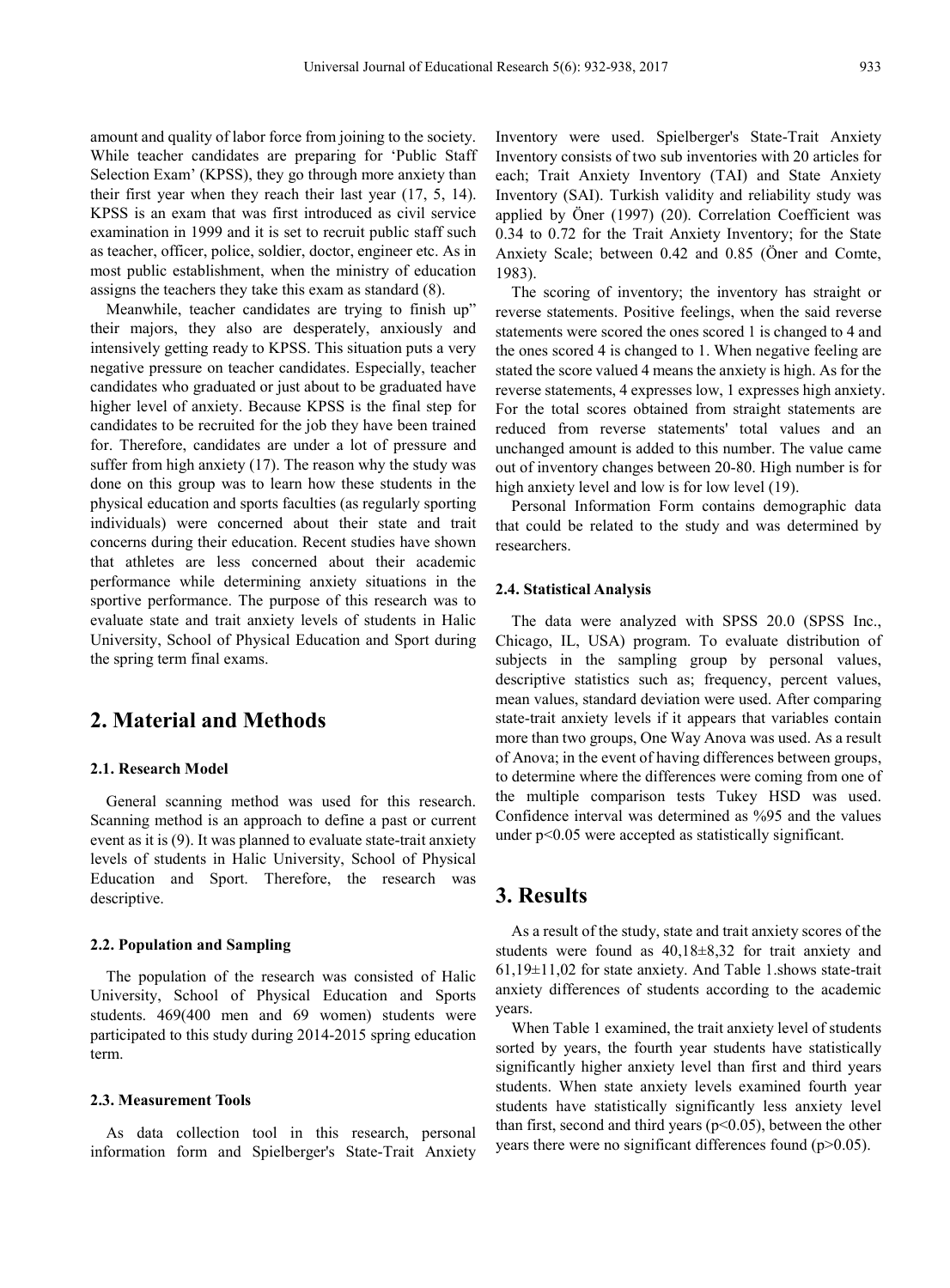amount and quality of labor force from joining to the society. While teacher candidates are preparing for 'Public Staff Selection Exam' (KPSS), they go through more anxiety than their first year when they reach their last year (17, 5, 14). KPSS is an exam that was first introduced as civil service examination in 1999 and it is set to recruit public staff such as teacher, officer, police, soldier, doctor, engineer etc. As in most public establishment, when the ministry of education assigns the teachers they take this exam as standard (8).

Meanwhile, teacher candidates are trying to finish up" their majors, they also are desperately, anxiously and intensively getting ready to KPSS. This situation puts a very negative pressure on teacher candidates. Especially, teacher candidates who graduated or just about to be graduated have higher level of anxiety. Because KPSS is the final step for candidates to be recruited for the job they have been trained for. Therefore, candidates are under a lot of pressure and suffer from high anxiety (17). The reason why the study was done on this group was to learn how these students in the physical education and sports faculties (as regularly sporting individuals) were concerned about their state and trait concerns during their education. Recent studies have shown that athletes are less concerned about their academic performance while determining anxiety situations in the sportive performance. The purpose of this research was to evaluate state and trait anxiety levels of students in Halic University, School of Physical Education and Sport during the spring term final exams.

## 2. Material and Methods

### 2.1. Research Model

General scanning method was used for this research. Scanning method is an approach to define a past or current event as it is (9). It was planned to evaluate state-trait anxiety levels of students in Halic University, School of Physical Education and Sport. Therefore, the research was descriptive.

### 2.2. Population and Sampling

The population of the research was consisted of Halic University, School of Physical Education and Sports students. 469(400 men and 69 women) students were participated to this study during 2014-2015 spring education term.

### 2.3. Measurement Tools

As data collection tool in this research, personal information form and Spielberger's State-Trait Anxiety Inventory were used. Spielberger's State-Trait Anxiety Inventory consists of two sub inventories with 20 articles for each; Trait Anxiety Inventory (TAI) and State Anxiety Inventory (SAI). Turkish validity and reliability study was applied by Öner (1997) (20). Correlation Coefficient was 0.34 to 0.72 for the Trait Anxiety Inventory; for the State Anxiety Scale; between 0.42 and 0.85 (Öner and Comte, 1983).

The scoring of inventory; the inventory has straight or reverse statements. Positive feelings, when the said reverse statements were scored the ones scored 1 is changed to 4 and the ones scored 4 is changed to 1. When negative feeling are stated the score valued 4 means the anxiety is high. As for the reverse statements, 4 expresses low, 1 expresses high anxiety. For the total scores obtained from straight statements are reduced from reverse statements' total values and an unchanged amount is added to this number. The value came out of inventory changes between 20-80. High number is for high anxiety level and low is for low level (19).

Personal Information Form contains demographic data that could be related to the study and was determined by researchers.

### 2.4. Statistical Analysis

The data were analyzed with SPSS 20.0 (SPSS Inc., Chicago, IL, USA) program. To evaluate distribution of subjects in the sampling group by personal values, descriptive statistics such as; frequency, percent values, mean values, standard deviation were used. After comparing state-trait anxiety levels if it appears that variables contain more than two groups, One Way Anova was used. As a result of Anova; in the event of having differences between groups, to determine where the differences were coming from one of the multiple comparison tests Tukey HSD was used. Confidence interval was determined as %95 and the values under $p<0.05$ were accepted as statistically significant.

## 3. Results

As a result of the study, state and trait anxiety scores of the students were found as 40,18±8,32 for trait anxiety and 61,19±11,02 for state anxiety. And Table 1.shows state-trait anxiety differences of students according to the academic years.

When Table 1 examined, the trait anxiety level of students sorted by years, the fourth year students have statistically significantly higher anxiety level than first and third years students. When state anxiety levels examined fourth year students have statistically significantly less anxiety level than first, second and third years ($p<0.05$), between the other years there were no significant differences found ($p>0.05$).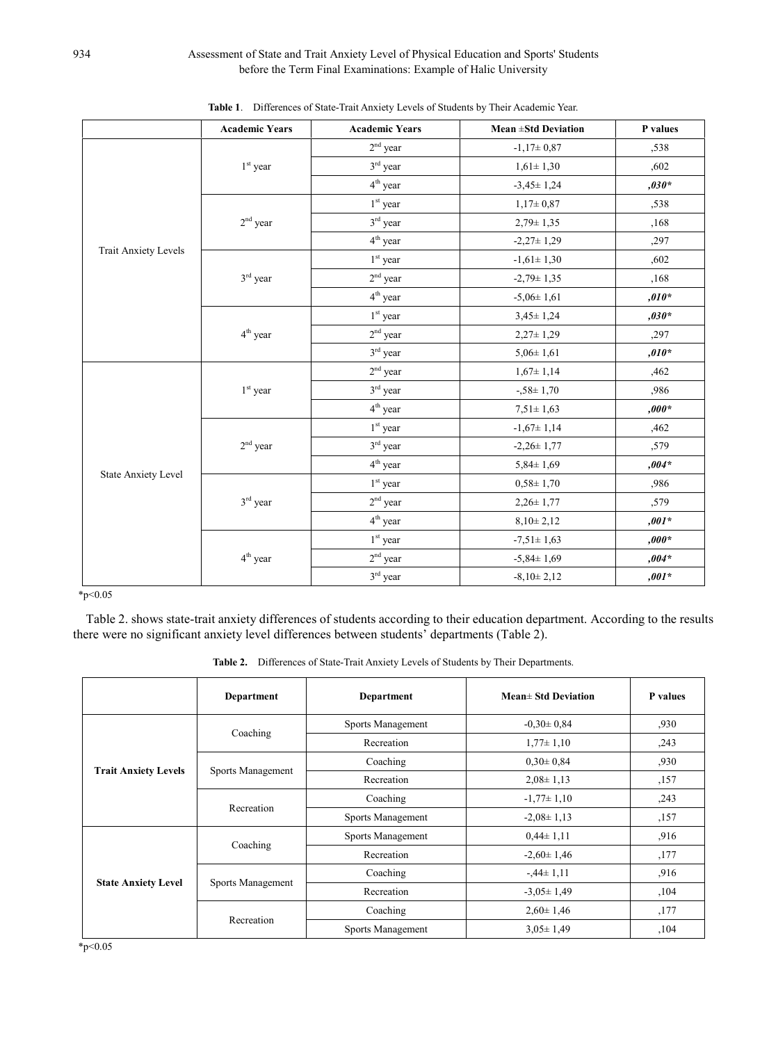**Table 1**. Differences of State-Trait Anxiety Levels of Students by Their Academic Year.

| | Academic Years | Academic Years | Mean ±Std Deviation | P values |
|---|---|---|---|---|
| Trait Anxiety Levels | 1st year | 2nd year | -1,17± 0,87 | ,538 |
| | | 3rd year | 1,61± 1,30 | ,602 |
| | | 4th year | -3,45± 1,24 | ***,030**** |
| | 2nd year | 1st year | 1,17± 0,87 | ,538 |
| | | 3rd year | 2,79± 1,35 | ,168 |
| | | 4th year | -2,27± 1,29 | ,297 |
| | 3rd year | 1st year | -1,61± 1,30 | ,602 |
| | | 2nd year | -2,79± 1,35 | ,168 |
| | | 4th year | -5,06± 1,61 | ***,010**** |
| | 4th year | 1st year | 3,45± 1,24 | ***,030**** |
| | | 2nd year | 2,27± 1,29 | ,297 |
| | | 3rd year | 5,06± 1,61 | ***,010**** |
| State Anxiety Level | 1st year | 2nd year | 1,67± 1,14 | ,462 |
| | | 3rd year | -,58± 1,70 | ,986 |
| | | 4th year | 7,51± 1,63 | ***,000**** |
| | 2nd year | 1st year | -1,67± 1,14 | ,462 |
| | | 3rd year | -2,26± 1,77 | ,579 |
| | | 4th year | 5,84± 1,69 | ***,004**** |
| | 3rd year | 1st year | 0,58± 1,70 | ,986 |
| | | 2nd year | 2,26± 1,77 | ,579 |
| | | 4th year | 8,10± 2,12 | ***,001**** |
| | 4th year | 1st year | -7,51± 1,63 | ***,000**** |
| | | 2nd year | -5,84± 1,69 | ***,004**** |
| | | 3rd year | -8,10± 2,12 | ***,001**** |

*p<0.05

Table 2. shows state-trait anxiety differences of students according to their education department. According to the results there were no significant anxiety level differences between students' departments (Table 2).

**Table 2.** Differences of State-Trait Anxiety Levels of Students by Their Departments.

| | Department | Department | Mean± Std Deviation | P values |
|---|---|---|---|---|
| **Trait Anxiety Levels** | Coaching | Sports Management | -0,30± 0,84 | ,930 |
| | | Recreation | 1,77± 1,10 | ,243 |
| | Sports Management | Coaching | 0,30± 0,84 | ,930 |
| | | Recreation | 2,08± 1,13 | ,157 |
| | Recreation | Coaching | -1,77± 1,10 | ,243 |
| | | Sports Management | -2,08± 1,13 | ,157 |
| **State Anxiety Level** | Coaching | Sports Management | 0,44± 1,11 | ,916 |
| | | Recreation | -2,60± 1,46 | ,177 |
| | Sports Management | Coaching | -,44± 1,11 | ,916 |
| | | Recreation | -3,05± 1,49 | ,104 |
| | Recreation | Coaching | 2,60± 1,46 | ,177 |
| | | Sports Management | 3,05± 1,49 | ,104 |

*p<0.05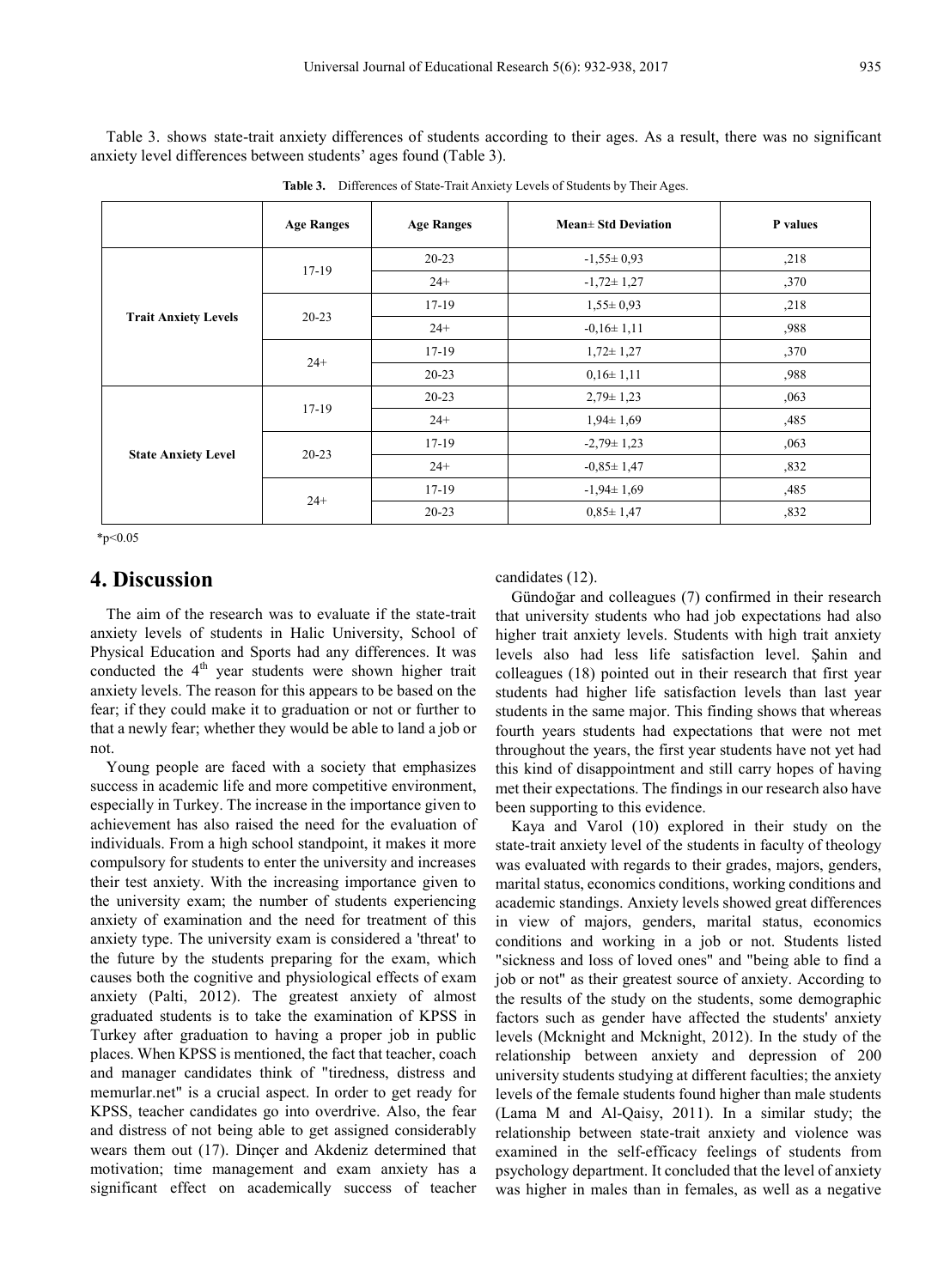Table 3. shows state-trait anxiety differences of students according to their ages. As a result, there was no significant anxiety level differences between students' ages found (Table 3).

**Table 3.** Differences of State-Trait Anxiety Levels of Students by Their Ages.

| | Age Ranges | Age Ranges | Mean± Std Deviation | P values |
|---|---|---|---|---|
| **Trait Anxiety Levels** | 17-19 | 20-23 | -1,55± 0,93 | ,218 |
| | | 24+ | -1,72± 1,27 | ,370 |
| | 20-23 | 17-19 | 1,55± 0,93 | ,218 |
| | | 24+ | -0,16± 1,11 | ,988 |
| | 24+ | 17-19 | 1,72± 1,27 | ,370 |
| | | 20-23 | 0,16± 1,11 | ,988 |
| **State Anxiety Level** | 17-19 | 20-23 | 2,79± 1,23 | ,063 |
| | | 24+ | 1,94± 1,69 | ,485 |
| | 20-23 | 17-19 | -2,79± 1,23 | ,063 |
| | | 24+ | -0,85± 1,47 | ,832 |
| | 24+ | 17-19 | -1,94± 1,69 | ,485 |
| | | 20-23 | 0,85± 1,47 | ,832 |

*p<0.05

## 4. Discussion

The aim of the research was to evaluate if the state-trait anxiety levels of students in Halic University, School of Physical Education and Sports had any differences. It was conducted the 4th year students were shown higher trait anxiety levels. The reason for this appears to be based on the fear; if they could make it to graduation or not or further to that a newly fear; whether they would be able to land a job or not.

Young people are faced with a society that emphasizes success in academic life and more competitive environment, especially in Turkey. The increase in the importance given to achievement has also raised the need for the evaluation of individuals. From a high school standpoint, it makes it more compulsory for students to enter the university and increases their test anxiety. With the increasing importance given to the university exam; the number of students experiencing anxiety of examination and the need for treatment of this anxiety type. The university exam is considered a 'threat' to the future by the students preparing for the exam, which causes both the cognitive and physiological effects of exam anxiety (Palti, 2012). The greatest anxiety of almost graduated students is to take the examination of KPSS in Turkey after graduation to having a proper job in public places. When KPSS is mentioned, the fact that teacher, coach and manager candidates think of "tiredness, distress and memurlar.net" is a crucial aspect. In order to get ready for KPSS, teacher candidates go into overdrive. Also, the fear and distress of not being able to get assigned considerably wears them out (17). Dinçer and Akdeniz determined that motivation; time management and exam anxiety has a significant effect on academically success of teacher candidates (12).

Gündoğar and colleagues (7) confirmed in their research that university students who had job expectations had also higher trait anxiety levels. Students with high trait anxiety levels also had less life satisfaction level. Şahin and colleagues (18) pointed out in their research that first year students had higher life satisfaction levels than last year students in the same major. This finding shows that whereas fourth years students had expectations that were not met throughout the years, the first year students have not yet had this kind of disappointment and still carry hopes of having met their expectations. The findings in our research also have been supporting to this evidence.

Kaya and Varol (10) explored in their study on the state-trait anxiety level of the students in faculty of theology was evaluated with regards to their grades, majors, genders, marital status, economics conditions, working conditions and academic standings. Anxiety levels showed great differences in view of majors, genders, marital status, economics conditions and working in a job or not. Students listed "sickness and loss of loved ones" and "being able to find a job or not" as their greatest source of anxiety. According to the results of the study on the students, some demographic factors such as gender have affected the students' anxiety levels (Mcknight and Mcknight, 2012). In the study of the relationship between anxiety and depression of 200 university students studying at different faculties; the anxiety levels of the female students found higher than male students (Lama M and Al-Qaisy, 2011). In a similar study; the relationship between state-trait anxiety and violence was examined in the self-efficacy feelings of students from psychology department. It concluded that the level of anxiety was higher in males than in females, as well as a negative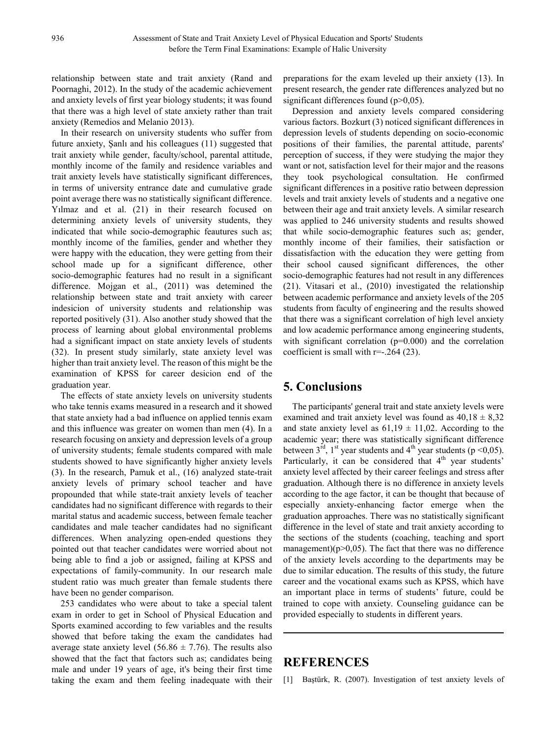relationship between state and trait anxiety (Rand and Poornaghi, 2012). In the study of the academic achievement and anxiety levels of first year biology students; it was found that there was a high level of state anxiety rather than trait anxiety (Remedios and Melanio 2013).

In their research on university students who suffer from future anxiety, Şanlı and his colleagues (11) suggested that trait anxiety while gender, faculty/school, parental attitude, monthly income of the family and residence variables and trait anxiety levels have statistically significant differences, in terms of university entrance date and cumulative grade point average there was no statistically significant difference. Yılmaz and et al. (21) in their research focused on determining anxiety levels of university students, they indicated that while socio-demographic feautures such as; monthly income of the families, gender and whether they were happy with the education, they were getting from their school made up for a significant difference, other socio-demographic features had no result in a significant difference. Mojgan et al., (2011) was detemined the relationship between state and trait anxiety with career indesicion of university students and relationship was reported positively (31). Also another study showed that the process of learning about global environmental problems had a significant impact on state anxiety levels of students (32). In present study similarly, state anxiety level was higher than trait anxiety level. The reason of this might be the examination of KPSS for career desicion end of the graduation year.

The effects of state anxiety levels on university students who take tennis exams measured in a research and it showed that state anxiety had a bad influence on applied tennis exam and this influence was greater on women than men (4). In a research focusing on anxiety and depression levels of a group of university students; female students compared with male students showed to have significantly higher anxiety levels (3). In the research, Pamuk et al., (16) analyzed state-trait anxiety levels of primary school teacher and have propounded that while state-trait anxiety levels of teacher candidates had no significant difference with regards to their marital status and academic success, between female teacher candidates and male teacher candidates had no significant differences. When analyzing open-ended questions they pointed out that teacher candidates were worried about not being able to find a job or assigned, failing at KPSS and expectations of family-community. In our research male student ratio was much greater than female students there have been no gender comparison.

253 candidates who were about to take a special talent exam in order to get in School of Physical Education and Sports examined according to few variables and the results showed that before taking the exam the candidates had average state anxiety level ($56.86 \pm 7.76$). The results also showed that the fact that factors such as; candidates being male and under 19 years of age, it's being their first time taking the exam and them feeling inadequate with their preparations for the exam leveled up their anxiety (13). In present research, the gender rate differences analyzed but no significant differences found ($p>0,05$).

Depression and anxiety levels compared considering various factors. Bozkurt (3) noticed significant differences in depression levels of students depending on socio-economic positions of their families, the parental attitude, parents' perception of success, if they were studying the major they want or not, satisfaction level for their major and the reasons they took psychological consultation. He confirmed significant differences in a positive ratio between depression levels and trait anxiety levels of students and a negative one between their age and trait anxiety levels. A similar research was applied to 246 university students and results showed that while socio-demographic features such as; gender, monthly income of their families, their satisfaction or dissatisfaction with the education they were getting from their school caused significant differences, the other socio-demographic features had not result in any differences (21). Vitasari et al., (2010) investigated the relationship between academic performance and anxiety levels of the 205 students from faculty of engineering and the results showed that there was a significant correlation of high level anxiety and low academic performance among engineering students, with significant correlation ($p=0.000$) and the correlation coefficient is small with $r=-.264$ (23).

## 5. Conclusions

The participants' general trait and state anxiety levels were examined and trait anxiety level was found as $40,18 \pm 8,32$ and state anxiety level as $61,19 \pm 11,02$. According to the academic year; there was statistically significant difference between 3rd, 1st year students and 4th year students ($p<0,05$). Particularly, it can be considered that 4th year students' anxiety level affected by their career feelings and stress after graduation. Although there is no difference in anxiety levels according to the age factor, it can be thought that because of especially anxiety-enhancing factor emerge when the graduation approaches. There was no statistically significant difference in the level of state and trait anxiety according to the sections of the students (coaching, teaching and sport management)($p>0,05$). The fact that there was no difference of the anxiety levels according to the departments may be due to similar education. The results of this study, the future career and the vocational exams such as KPSS, which have an important place in terms of students' future, could be trained to cope with anxiety. Counseling guidance can be provided especially to students in different years.

## REFERENCES

[1] Baştürk, R. (2007). Investigation of test anxiety levels of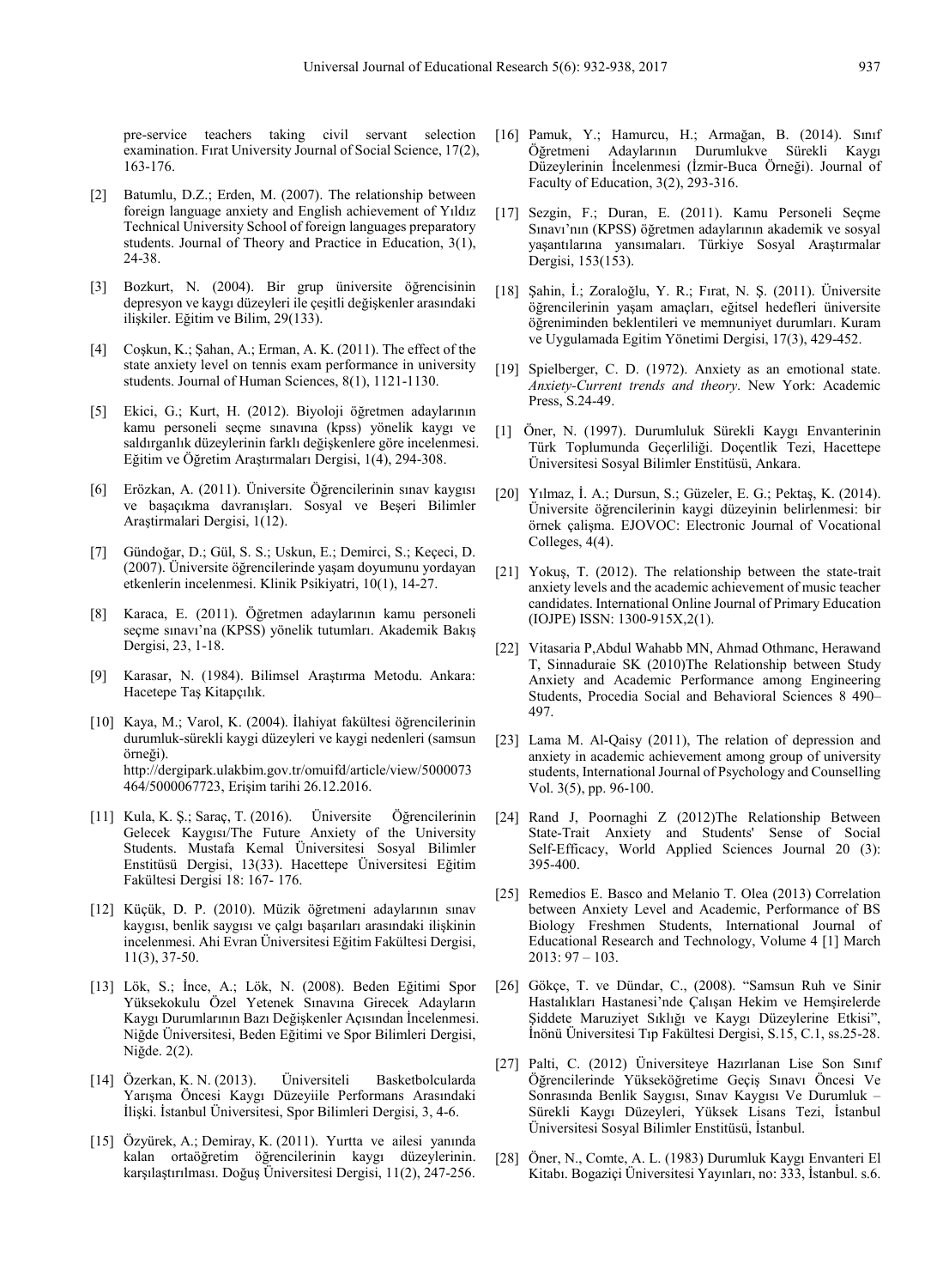pre-service teachers taking civil servant selection examination. Fırat University Journal of Social Science, 17(2), 163-176.

[2] Batumlu, D.Z.; Erden, M. (2007). The relationship between foreign language anxiety and English achievement of Yıldız Technical University School of foreign languages preparatory students. Journal of Theory and Practice in Education, 3(1), 24-38.

[3] Bozkurt, N. (2004). Bir grup üniversite öğrencisinin depresyon ve kaygı düzeyleri ile çeşitli değişkenler arasındaki ilişkiler. Eğitim ve Bilim, 29(133).

[4] Coşkun, K.; Şahan, A.; Erman, A. K. (2011). The effect of the state anxiety level on tennis exam performance in university students. Journal of Human Sciences, 8(1), 1121-1130.

[5] Ekici, G.; Kurt, H. (2012). Biyoloji öğretmen adaylarının kamu personeli seçme sınavına (kpss) yönelik kaygı ve saldırganlık düzeylerinin farklı değişkenlere göre incelenmesi. Eğitim ve Öğretim Araştırmaları Dergisi, 1(4), 294-308.

[6] Erözkan, A. (2011). Üniversite Öğrencilerinin sınav kaygısı ve başaçıkma davranışları. Sosyal ve Beşeri Bilimler Araştirmalari Dergisi, 1(12).

[7] Gündoğar, D.; Gül, S. S.; Uskun, E.; Demirci, S.; Keçeci, D. (2007). Üniversite öğrencilerinde yaşam doyumunu yordayan etkenlerin incelenmesi. Klinik Psikiyatri, 10(1), 14-27.

[8] Karaca, E. (2011). Öğretmen adaylarının kamu personeli seçme sınavı'na (KPSS) yönelik tutumları. Akademik Bakış Dergisi, 23, 1-18.

[9] Karasar, N. (1984). Bilimsel Araştırma Metodu. Ankara: Hacetepe Taş Kitapçılık.

[10] Kaya, M.; Varol, K. (2004). İlahiyat fakültesi öğrencilerinin durumluk-sürekli kaygi düzeyleri ve kaygi nedenleri (samsun örneği). http://dergipark.ulakbim.gov.tr/omuifd/article/view/5000073464/5000067723, Erişim tarihi 26.12.2016.

[11] Kula, K. Ş.; Saraç, T. (2016). Üniversite Öğrencilerinin Gelecek Kaygısı/The Future Anxiety of the University Students. Mustafa Kemal Üniversitesi Sosyal Bilimler Enstitüsü Dergisi, 13(33). Hacettepe Üniversitesi Eğitim Fakültesi Dergisi 18: 167- 176.

[12] Küçük, D. P. (2010). Müzik öğretmeni adaylarının sınav kaygısı, benlik saygısı ve çalgı başarıları arasındaki ilişkinin incelenmesi. Ahi Evran Üniversitesi Eğitim Fakültesi Dergisi, 11(3), 37-50.

[13] Lök, S.; İnce, A.; Lök, N. (2008). Beden Eğitimi Spor Yüksekokulu Özel Yetenek Sınavına Girecek Adayların Kaygı Durumlarının Bazı Değişkenler Açısından İncelenmesi. Niğde Üniversitesi, Beden Eğitimi ve Spor Bilimleri Dergisi, Niğde. 2(2).

[14] Özerkan, K. N. (2013). Üniversiteli Basketbolcularda Yarışma Öncesi Kaygı Düzeyiile Performans Arasındaki İlişki. İstanbul Üniversitesi, Spor Bilimleri Dergisi, 3, 4-6.

[15] Özyürek, A.; Demiray, K. (2011). Yurtta ve ailesi yanında kalan ortaöğretim öğrencilerinin kaygı düzeylerinin. karşılaştırılması. Doğuş Üniversitesi Dergisi, 11(2), 247-256.

[16] Pamuk, Y.; Hamurcu, H.; Armağan, B. (2014). Sınıf Öğretmeni Adaylarının Durumlukve Sürekli Kaygı Düzeylerinin İncelenmesi (İzmir-Buca Örneği). Journal of Faculty of Education, 3(2), 293-316.

[17] Sezgin, F.; Duran, E. (2011). Kamu Personeli Seçme Sınavı'nın (KPSS) öğretmen adaylarının akademik ve sosyal yaşantılarına yansımaları. Türkiye Sosyal Araştırmalar Dergisi, 153(153).

[18] Şahin, İ.; Zoraloğlu, Y. R.; Fırat, N. Ş. (2011). Üniversite öğrencilerinin yaşam amaçları, eğitsel hedefleri üniversite öğreniminden beklentileri ve memnuniyet durumları. Kuram ve Uygulamada Egitim Yönetimi Dergisi, 17(3), 429-452.

[19] Spielberger, C. D. (1972). Anxiety as an emotional state. *Anxiety-Current trends and theory*. New York: Academic Press, S.24-49.

[1] Öner, N. (1997). Durumluluk Sürekli Kaygı Envanterinin Türk Toplumunda Geçerliliği. Doçentlik Tezi, Hacettepe Üniversitesi Sosyal Bilimler Enstitüsü, Ankara.

[20] Yılmaz, İ. A.; Dursun, S.; Güzeler, E. G.; Pektaş, K. (2014). Üniversite öğrencilerinin kaygi düzeyinin belirlenmesi: bir örnek çalişma. EJOVOC: Electronic Journal of Vocational Colleges, 4(4).

[21] Yokuş, T. (2012). The relationship between the state-trait anxiety levels and the academic achievement of music teacher candidates. International Online Journal of Primary Education (IOJPE) ISSN: 1300-915X,2(1).

[22] Vitasaria P,Abdul Wahabb MN, Ahmad Othmanc, Herawand T, Sinnaduraie SK (2010)The Relationship between Study Anxiety and Academic Performance among Engineering Students, Procedia Social and Behavioral Sciences 8 490–497.

[23] Lama M. Al-Qaisy (2011), The relation of depression and anxiety in academic achievement among group of university students, International Journal of Psychology and Counselling Vol. 3(5), pp. 96-100.

[24] Rand J, Poornaghi Z (2012)The Relationship Between State-Trait Anxiety and Students' Sense of Social Self-Efficacy, World Applied Sciences Journal 20 (3): 395-400.

[25] Remedios E. Basco and Melanio T. Olea (2013) Correlation between Anxiety Level and Academic, Performance of BS Biology Freshmen Students, International Journal of Educational Research and Technology, Volume 4 [1] March 2013: 97 – 103.

[26] Gökçe, T. ve Dündar, C., (2008). "Samsun Ruh ve Sinir Hastalıkları Hastanesi'nde Çalışan Hekim ve Hemşirelerde Şiddete Maruziyet Sıklığı ve Kaygı Düzeylerine Etkisi", İnönü Üniversitesi Tıp Fakültesi Dergisi, S.15, C.1, ss.25-28.

[27] Palti, C. (2012) Üniversiteye Hazırlanan Lise Son Sınıf Öğrencilerinde Yükseköğretime Geçiş Sınavı Öncesi Ve Sonrasında Benlik Saygısı, Sınav Kaygısı Ve Durumluk – Sürekli Kaygı Düzeyleri, Yüksek Lisans Tezi, İstanbul Üniversitesi Sosyal Bilimler Enstitüsü, İstanbul.

[28] Öner, N., Comte, A. L. (1983) Durumluk Kaygı Envanteri El Kitabı. Bogaziçi Üniversitesi Yayınları, no: 333, İstanbul. s.6.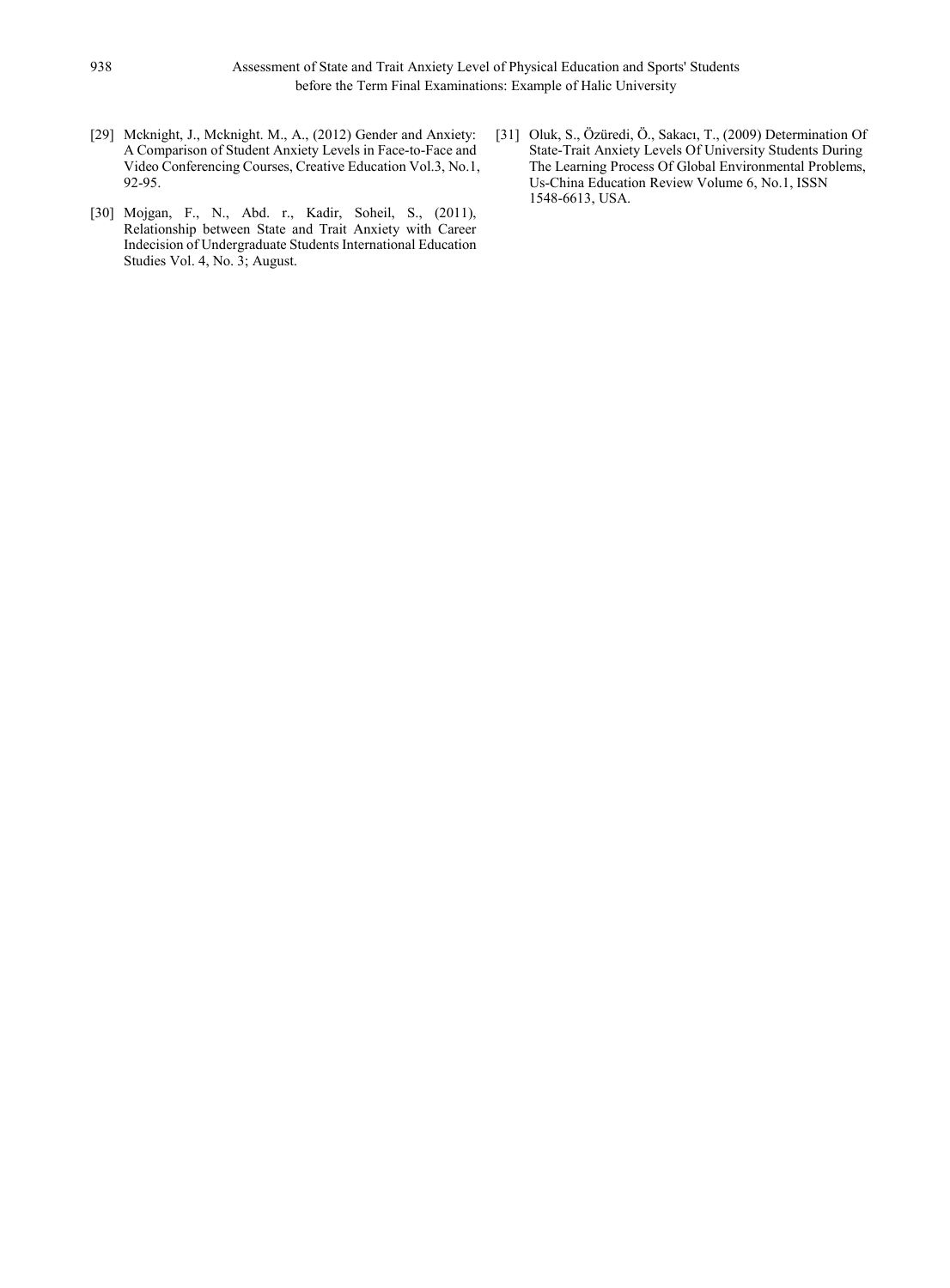[29] Mcknight, J., Mcknight. M., A., (2012) Gender and Anxiety: A Comparison of Student Anxiety Levels in Face-to-Face and Video Conferencing Courses, Creative Education Vol.3, No.1, 92-95.

[30] Mojgan, F., N., Abd. r., Kadir, Soheil, S., (2011), Relationship between State and Trait Anxiety with Career Indecision of Undergraduate Students International Education Studies Vol. 4, No. 3; August.

[31] Oluk, S., Özüredi, Ö., Sakacı, T., (2009) Determination Of State-Trait Anxiety Levels Of University Students During The Learning Process Of Global Environmental Problems, Us-China Education Review Volume 6, No.1, ISSN 1548-6613, USA.